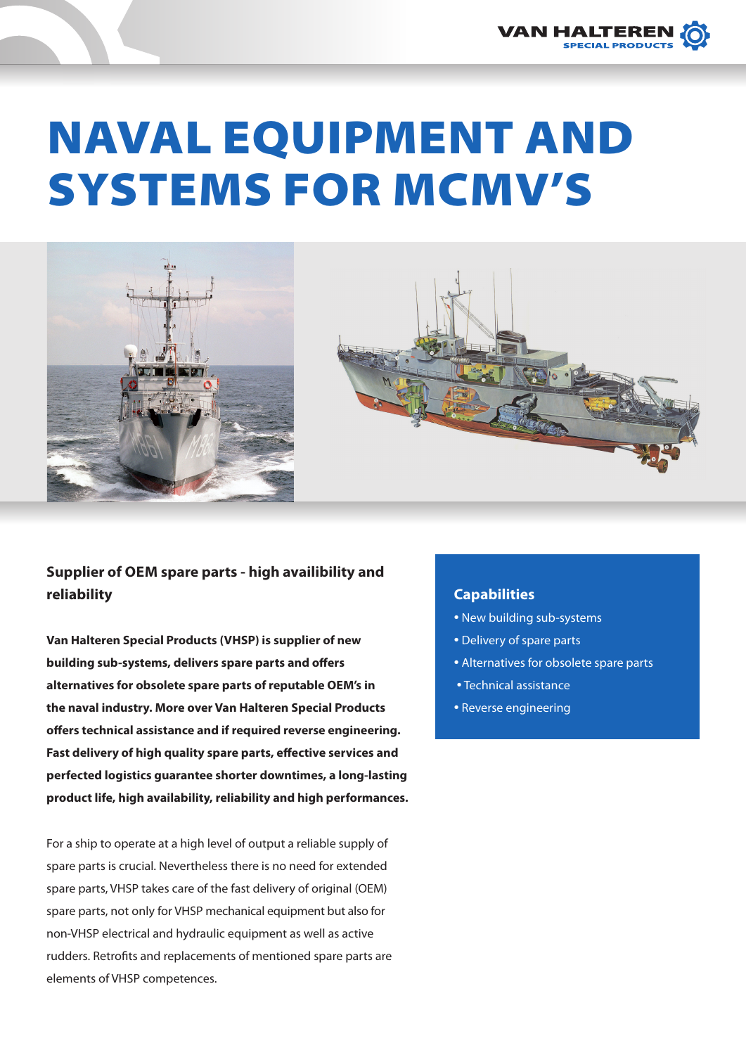# NAVAL EQUIPMENT AND SYSTEMS FOR MCMV'S

## Supplier of OEM spare parts - high availibility and reliability

**Van Halteren Special Products (VHSP) is supplier of new building sub-systems, delivers spare parts and offers alternatives for obsolete spare parts of reputable OEM's in the naval industry. More over Van Halteren Special Products offers technical assistance and if required reverse engineering. Fast delivery of high quality spare parts, effective services and perfected logistics guarantee shorter downtimes, a long-lasting product life, high availability, reliability and high performances.**

For a ship to operate at a high level of output a reliable supply of spare parts is crucial. Nevertheless there is no need for extended spare parts, VHSP takes care of the fast delivery of original (OEM) spare parts, not only for VHSP mechanical equipment but also for non-VHSP electrical and hydraulic equipment as well as active rudders. Retrofits and replacements of mentioned spare parts are elements of VHSP competences.

### Capabilities

- New building sub-systems
- Delivery of spare parts
- Alternatives for obsolete spare parts
- Technical assistance
- Reverse engineering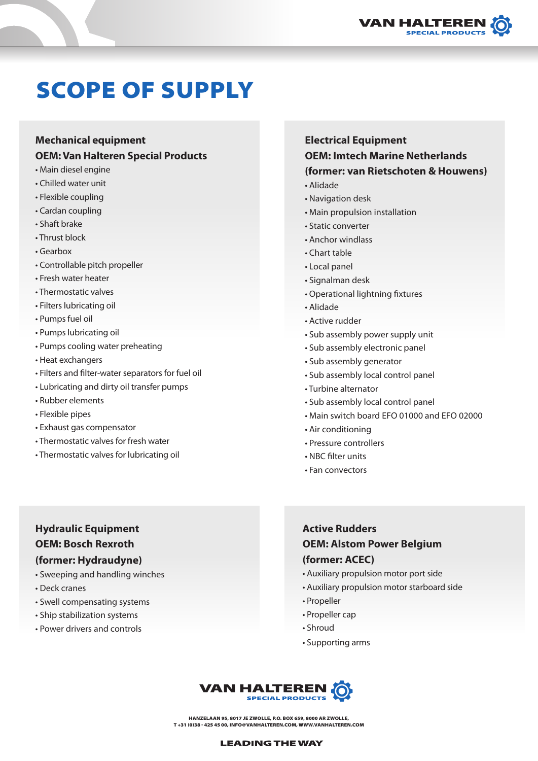# SCOPE OF SUPPLY

## Mechanical equipment
## OEM: Van Halteren Special Products

- Main diesel engine
- Chilled water unit
- Flexible coupling
- Cardan coupling
- Shaft brake
- Thrust block
- Gearbox
- Controllable pitch propeller
- Fresh water heater
- Thermostatic valves
- Filters lubricating oil
- Pumps fuel oil
- Pumps lubricating oil
- Pumps cooling water preheating
- Heat exchangers
- Filters and filter-water separators for fuel oil
- Lubricating and dirty oil transfer pumps
- Rubber elements
- Flexible pipes
- Exhaust gas compensator
- Thermostatic valves for fresh water
- Thermostatic valves for lubricating oil

## Electrical Equipment
## OEM: Imtech Marine Netherlands
## (former: van Rietschoten & Houwens)

- Alidade
- Navigation desk
- Main propulsion installation
- Static converter
- Anchor windlass
- Chart table
- Local panel
- Signalman desk
- Operational lightning fixtures
- Alidade
- Active rudder
- Sub assembly power supply unit
- Sub assembly electronic panel
- Sub assembly generator
- Sub assembly local control panel
- Turbine alternator
- Sub assembly local control panel
- Main switch board EFO 01000 and EFO 02000
- Air conditioning
- Pressure controllers
- NBC filter units
- Fan convectors

## Hydraulic Equipment
## OEM: Bosch Rexroth
## (former: Hydraudyne)

- Sweeping and handling winches
- Deck cranes
- Swell compensating systems
- Ship stabilization systems
- Power drivers and controls

## Active Rudders
## OEM: Alstom Power Belgium
## (former: ACEC)

- Auxiliary propulsion motor port side
- Auxiliary propulsion motor starboard side
- Propeller
- Propeller cap
- Shroud
- Supporting arms

VAN HALTEREN SPECIAL PRODUCTS

HANZELAAN 95, 8017 JE ZWOLLE, P.O. BOX 659, 8000 AR ZWOLLE,
T +31 (0)38 - 425 45 00, INFO@VANHALTEREN.COM, WWW.VANHALTEREN.COM

LEADING THE WAY